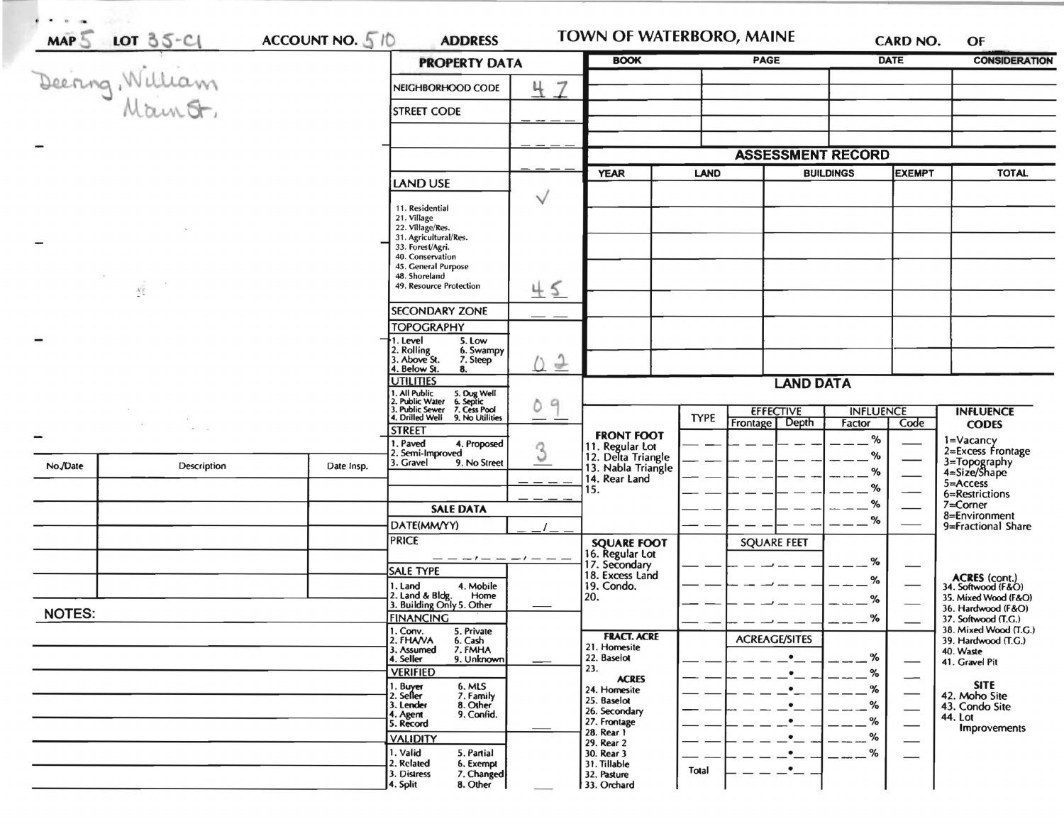MAP 5 LOT 35-C1 ACCOUNT NO. 510 ADDRESS **TOWN OF WATERBORO, MAINE** CARD NO. OF

Deering, William
Main St.

## PROPERTY DATA

| Field | Value |
|---|---|
| NEIGHBORHOOD CODE | 47 |
| STREET CODE | |
| LAND USE | ✓ 45 |
| SECONDARY ZONE | |
| TOPOGRAPHY | 02 |
| UTILITIES | 09 |
| STREET | 3 |

LAND USE: 11. Residential, 21. Village, 22. Village/Res., 31. Agricultural/Res., 33. Forest/Agri., 40. Conservation, 45. General Purpose, 48. Shoreland, 49. Resource Protection

TOPOGRAPHY: 1. Level, 2. Rolling, 3. Above St., 4. Below St., 5. Low, 6. Swampy, 7. Steep, 8.

UTILITIES: 1. All Public, 2. Public Water, 3. Public Sewer, 4. Drilled Well, 5. Dug Well, 6. Septic, 7. Cess Pool, 9. No Utilities

STREET: 1. Paved, 2. Semi-Improved, 3. Gravel, 4. Proposed, 9. No Street

### SALE DATA

DATE(MM/YY):
PRICE:
SALE TYPE: 1. Land, 2. Land & Bldg., 3. Building Only, 4. Mobile Home, 5. Other
FINANCING: 1. Conv., 2. FHA/VA, 3. Assumed, 4. Seller, 5. Private, 6. Cash, 7. FMHA, 9. Unknown
VERIFIED: 1. Buyer, 2. Seller, 3. Lender, 4. Agent, 5. Record, 6. MLS, 7. Family, 8. Other, 9. Confid.
VALIDITY: 1. Valid, 2. Related, 3. Distress, 4. Split, 5. Partial, 6. Exempt, 7. Changed, 8. Other

| BOOK | PAGE | DATE | CONSIDERATION |
|---|---|---|---|
| | | | |

## ASSESSMENT RECORD

| YEAR | LAND | BUILDINGS | EXEMPT | TOTAL |
|---|---|---|---|---|
| | | | | |

## LAND DATA

| | TYPE | EFFECTIVE Frontage | Depth | INFLUENCE Factor | Code |
|---|---|---|---|---|---|
| FRONT FOOT: 11. Regular Lot, 12. Delta Triangle, 13. Nabla Triangle, 14. Rear Land, 15. | | | | % | |
| SQUARE FOOT: 16. Regular Lot, 17. Secondary, 18. Excess Land, 19. Condo., 20. | | SQUARE FEET | | % | |
| FRACT. ACRE: 21. Homesite, 22. Baselot, 23. | | ACREAGE/SITES | | % | |
| ACRES: 24. Homesite, 25. Baselot, 26. Secondary, 27. Frontage, 28. Rear 1, 29. Rear 2, 30. Rear 3, 31. Tillable, 32. Pasture, 33. Orchard | Total | | | % | |

INFLUENCE CODES: 1=Vacancy, 2=Excess Frontage, 3=Topography, 4=Size/Shape, 5=Access, 6=Restrictions, 7=Corner, 8=Environment, 9=Fractional Share

ACRES (cont.): 34. Softwood (F&O), 35. Mixed Wood (F&O), 36. Hardwood (F&O), 37. Softwood (T.G.), 38. Mixed Wood (T.G.), 39. Hardwood (T.G.), 40. Waste, 41. Gravel Pit

SITE: 42. Moho Site, 43. Condo Site, 44. Lot Improvements

| No./Date | Description | Date Insp. |
|---|---|---|
| | | |

NOTES: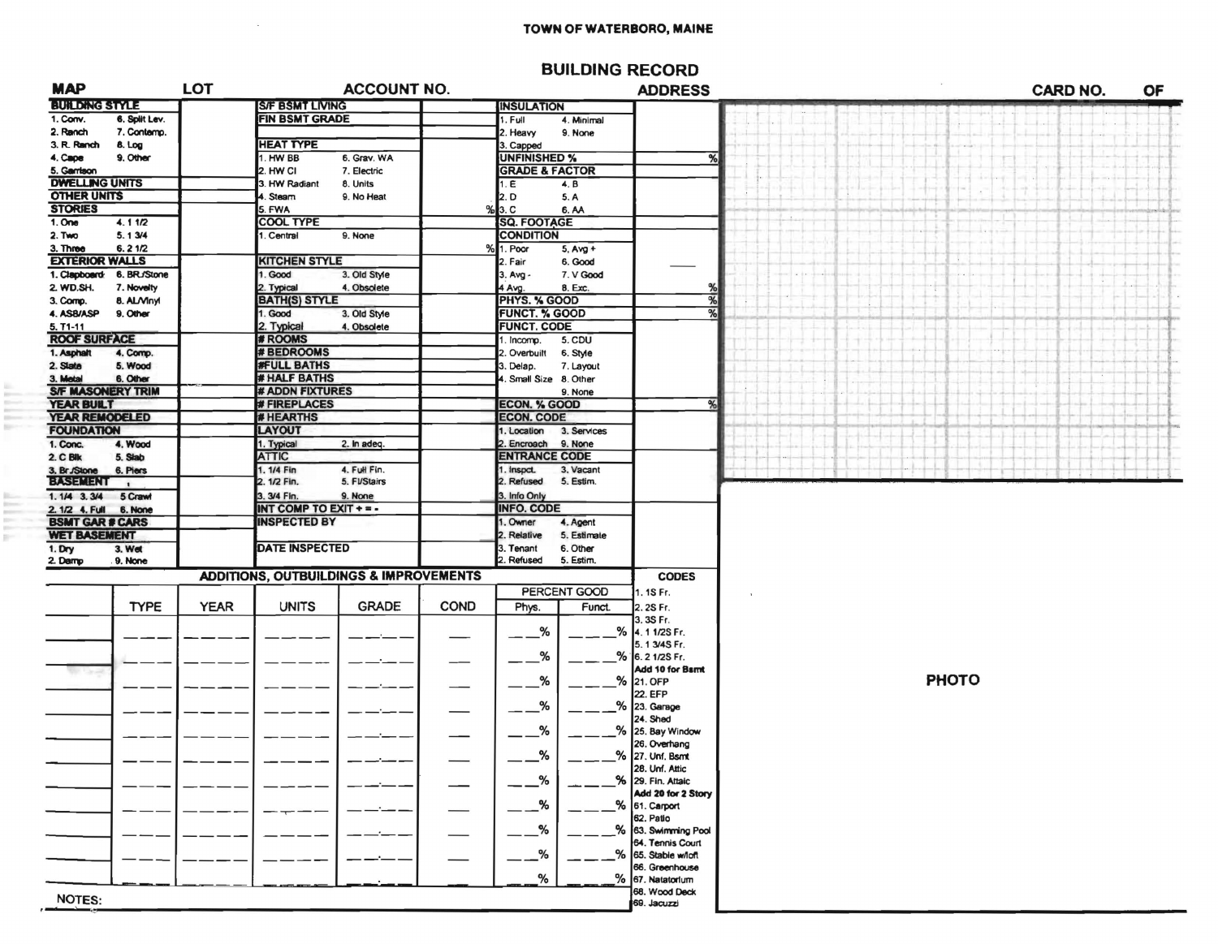TOWN OF WATERBORO, MAINE

## BUILDING RECORD

MAP | LOT | ACCOUNT NO. | ADDRESS | CARD NO. | OF

| | | | | | |
|---|---|---|---|---|---|
| **BUILDING STYLE**<br>1. Conv. 6. Split Lev.<br>2. Ranch 7. Contemp.<br>3. R. Ranch 8. Log<br>4. Cape 9. Other<br>5. Garrison | | **S/F BSMT LIVING** | | **INSULATION**<br>1. Full 4. Minimal<br>2. Heavy 9. None<br>3. Capped | |
| | | **FIN BSMT GRADE** | | | |
| **DWELLING UNITS** | | **HEAT TYPE**<br>1. HW BB 6. Grav. WA<br>2. HW CI 7. Electric<br>3. HW Radiant 8. Units<br>4. Steam 9. No Heat<br>5. FWA | % | **UNFINISHED %** | % |
| **OTHER UNITS** | | | | **GRADE & FACTOR**<br>1. E 4. B<br>2. D 5. A<br>3. C 6. AA | |
| **STORIES**<br>1. One 4. 1 1/2<br>2. Two 5. 1 3/4<br>3. Three 6. 2 1/2 | | **COOL TYPE**<br>1. Central 9. None | % | **SQ. FOOTAGE** | |
| **EXTERIOR WALLS**<br>1. Clapboard 6. BR./Stone<br>2. WD.SH. 7. Novelty<br>3. Comp. 8. AL/Vinyl<br>4. ASB/ASP 9. Other<br>5. T1-11 | | **KITCHEN STYLE**<br>1. Good 3. Old Style<br>2. Typical 4. Obsolete | | **CONDITION**<br>1. Poor 5. Avg +<br>2. Fair 6. Good<br>3. Avg - 7. V Good<br>4 Avg. 8. Exc. | % |
| | | **BATH(S) STYLE**<br>1. Good 3. Old Style<br>2. Typical 4. Obsolete | | **PHYS. % GOOD** | % |
| | | | | **FUNCT. % GOOD** | % |
| **ROOF SURFACE**<br>1. Asphalt 4. Comp.<br>2. Slate 5. Wood<br>3. Metal 6. Other | | **# ROOMS** | | **FUNCT. CODE**<br>1. Incomp. 5. CDU<br>2. Overbuilt 6. Style<br>3. Delap. 7. Layout<br>4. Small Size 8. Other<br>9. None | |
| | | **# BEDROOMS** | | | |
| | | **#FULL BATHS** | | | |
| | | **# HALF BATHS** | | | |
| **S/F MASONERY TRIM** | | **# ADDN FIXTURES** | | | |
| **YEAR BUILT** | | **# FIREPLACES** | | **ECON. % GOOD** | % |
| **YEAR REMODELED** | | **# HEARTHS** | | **ECON. CODE**<br>1. Location 3. Services<br>2. Encroach 9. None | |
| **FOUNDATION**<br>1. Conc. 4. Wood<br>2. C Blk 5. Slab<br>3. Br./Stone 6. Piers | | **LAYOUT**<br>1. Typical 2. In adeq. | | | |
| | | **ATTIC**<br>1. 1/4 Fin 4. Full Fin.<br>2. 1/2 Fin. 5. Fl/Stairs<br>3. 3/4 Fin. 9. None | | **ENTRANCE CODE**<br>1. Inspct. 4. Vacant<br>2. Refused 5. Estim.<br>3. Info Only | |
| **BASEMENT**<br>1. 1/4 3. 3/4 5 Crawl<br>2. 1/2 4. Full 6. None | | | | | |
| | | **INT COMP TO EXIT + = -** | | **INFO. CODE**<br>1. Owner 4. Agent<br>2. Relative 5. Estimate<br>3. Tenant 6. Other<br>2. Refused 5. Estim. | |
| **BSMT GAR # CARS** | | **INSPECTED BY** | | | |
| **WET BASEMENT**<br>1. Dry 3. Wet<br>2. Damp 9. None | | **DATE INSPECTED** | | | |

### ADDITIONS, OUTBUILDINGS & IMPROVEMENTS

| | TYPE | YEAR | UNITS | GRADE | COND | PERCENT GOOD Phys. | PERCENT GOOD Funct. |
|---|---|---|---|---|---|---|---|
| | | | | | | % | % |
| | | | | | | % | % |
| | | | | | | % | % |
| | | | | | | % | % |
| | | | | | | % | % |
| | | | | | | % | % |
| | | | | | | % | % |
| | | | | | | % | % |
| | | | | | | % | % |
| | | | | | | % | % |
| | | | | | | % | % |

NOTES:

**CODES**

1. 1S Fr.
2. 2S Fr.
3. 3S Fr.
4. 1 1/2S Fr.
5. 1 3/4S Fr.
6. 2 1/2S Fr.

**Add 10 for Bsmt**

21. OFP
22. EFP
23. Garage
24. Shed
25. Bay Window
26. Overhang
27. Unf. Bsmt
28. Unf. Attic
29. Fin. Attaic

**Add 20 for 2 Story**

61. Carport
62. Patio
63. Swimming Pool
64. Tennis Court
65. Stable w/loft
66. Greenhouse
67. Natatorium
68. Wood Deck
69. Jacuzzi

PHOTO